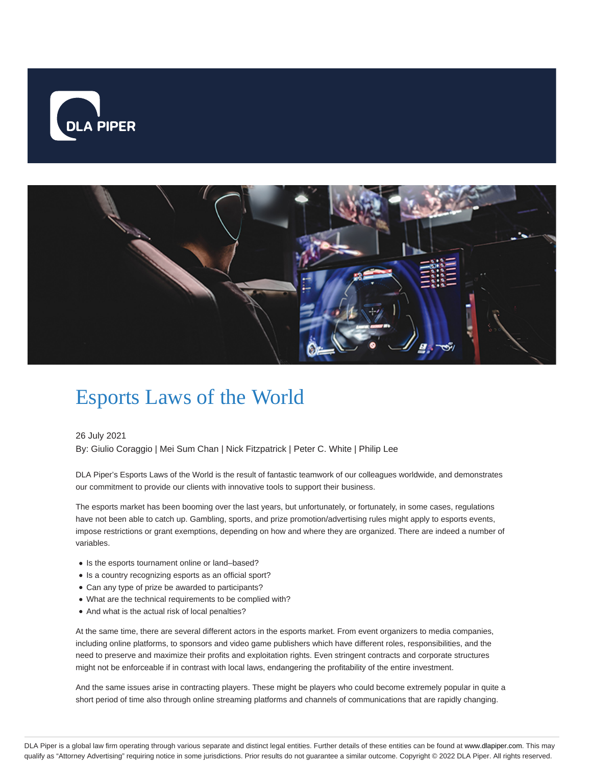# Esports Laws of the World

26 July 2021

By: Giulio Coraggio | Mei Sum Chan | Nick Fitzpatrick | Peter C. White | Philip Lee

DLA Piper's Esports Laws of the World is the result of fantastic teamwork of our colleagues worldwide, and demonstrates our commitment to provide our clients with innovative tools to support their business.

The esports market has been booming over the last years, but unfortunately, or fortunately, in some cases, regulations have not been able to catch up. Gambling, sports, and prize promotion/advertising rules might apply to esports events, impose restrictions or grant exemptions, depending on how and where they are organized. There are indeed a number of variables.

- Is the esports tournament online or land–based?
- Is a country recognizing esports as an official sport?
- Can any type of prize be awarded to participants?
- What are the technical requirements to be complied with?
- And what is the actual risk of local penalties?

At the same time, there are several different actors in the esports market. From event organizers to media companies, including online platforms, to sponsors and video game publishers which have different roles, responsibilities, and the need to preserve and maximize their profits and exploitation rights. Even stringent contracts and corporate structures might not be enforceable if in contrast with local laws, endangering the profitability of the entire investment.

And the same issues arise in contracting players. These might be players who could become extremely popular in quite a short period of time also through online streaming platforms and channels of communications that are rapidly changing.

DLA Piper is a global law firm operating through various separate and distinct legal entities. Further details of these entities can be found at www.dlapiper.com. This may qualify as "Attorney Advertising" requiring notice in some jurisdictions. Prior results do not guarantee a similar outcome. Copyright © 2022 DLA Piper. All rights reserved.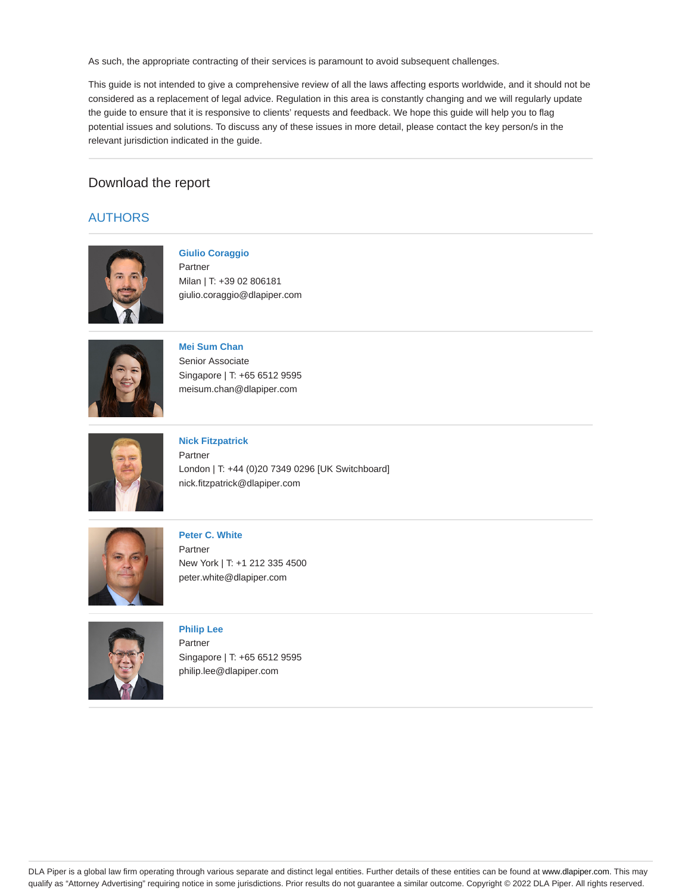As such, the appropriate contracting of their services is paramount to avoid subsequent challenges.

This guide is not intended to give a comprehensive review of all the laws affecting esports worldwide, and it should not be considered as a replacement of legal advice. Regulation in this area is constantly changing and we will regularly update the guide to ensure that it is responsive to clients' requests and feedback. We hope this guide will help you to flag potential issues and solutions. To discuss any of these issues in more detail, please contact the key person/s in the relevant jurisdiction indicated in the guide.

## Download the report

## AUTHORS

**Giulio Coraggio**
Partner
Milan | T: +39 02 806181
giulio.coraggio@dlapiper.com

**Mei Sum Chan**
Senior Associate
Singapore | T: +65 6512 9595
meisum.chan@dlapiper.com

**Nick Fitzpatrick**
Partner
London | T: +44 (0)20 7349 0296 [UK Switchboard]
nick.fitzpatrick@dlapiper.com

**Peter C. White**
Partner
New York | T: +1 212 335 4500
peter.white@dlapiper.com

**Philip Lee**
Partner
Singapore | T: +65 6512 9595
philip.lee@dlapiper.com

DLA Piper is a global law firm operating through various separate and distinct legal entities. Further details of these entities can be found at www.dlapiper.com. This may qualify as "Attorney Advertising" requiring notice in some jurisdictions. Prior results do not guarantee a similar outcome. Copyright © 2022 DLA Piper. All rights reserved.